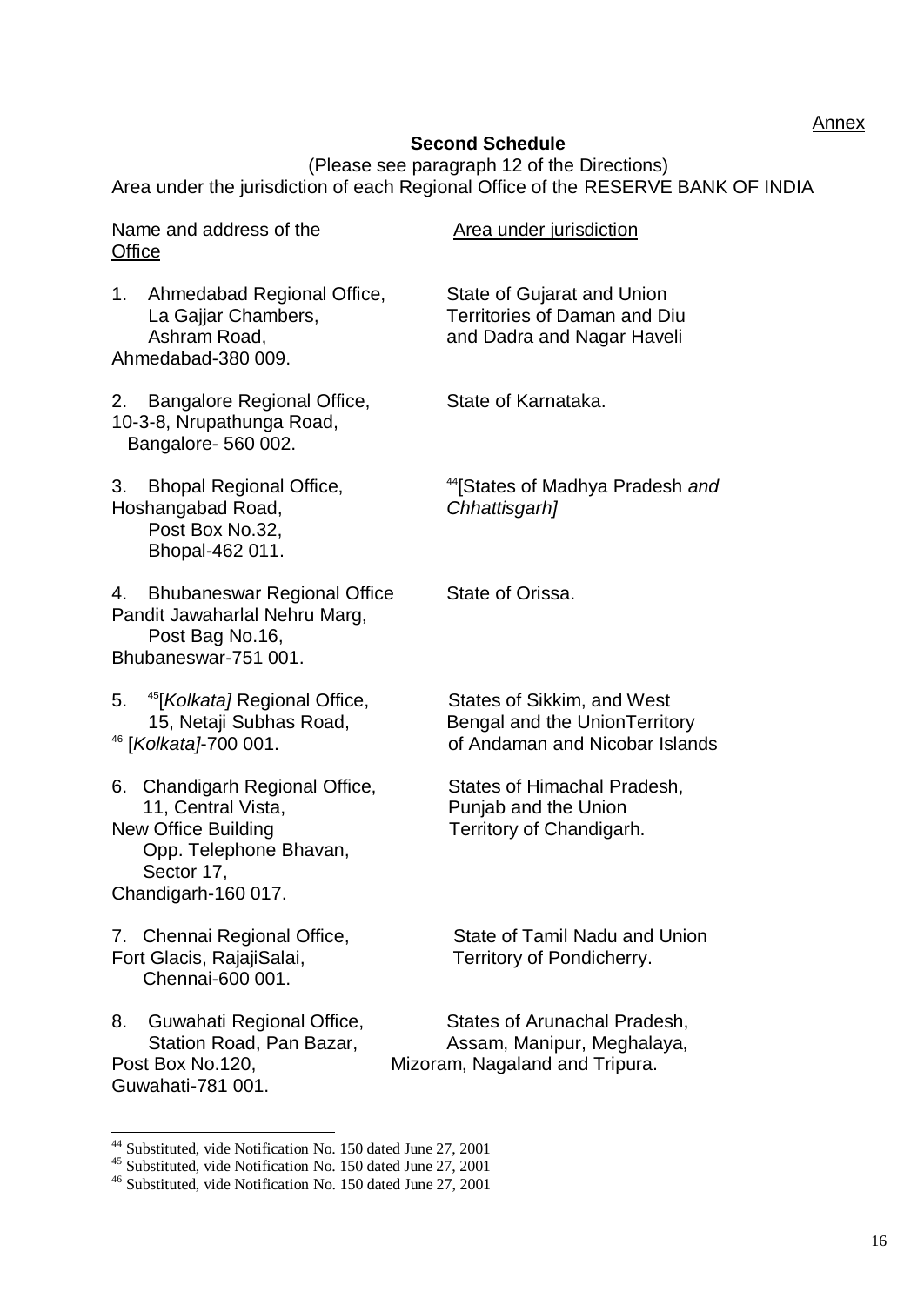Annex

**Second Schedule**

(Please see paragraph 12 of the Directions)

Area under the jurisdiction of each Regional Office of the RESERVE BANK OF INDIA

| Name and address of the Office | Area under jurisdiction |
|---|---|
| 1. Ahmedabad Regional Office, La Gajjar Chambers, Ashram Road, Ahmedabad-380 009. | State of Gujarat and Union Territories of Daman and Diu and Dadra and Nagar Haveli |
| 2. Bangalore Regional Office, 10-3-8, Nrupathunga Road, Bangalore- 560 002. | State of Karnataka. |
| 3. Bhopal Regional Office, Hoshangabad Road, Post Box No.32, Bhopal-462 011. | [44][States of Madhya Pradesh *and Chhattisgarh]* |
| 4. Bhubaneswar Regional Office Pandit Jawaharlal Nehru Marg, Post Bag No.16, Bhubaneswar-751 001. | State of Orissa. |
| 5. [45][*Kolkata]* Regional Office, 15, Netaji Subhas Road, [46] [*Kolkata]*-700 001. | States of Sikkim, and West Bengal and the UnionTerritory of Andaman and Nicobar Islands |
| 6. Chandigarh Regional Office, 11, Central Vista, New Office Building Opp. Telephone Bhavan, Sector 17, Chandigarh-160 017. | States of Himachal Pradesh, Punjab and the Union Territory of Chandigarh. |
| 7. Chennai Regional Office, Fort Glacis, RajajiSalai, Chennai-600 001. | State of Tamil Nadu and Union Territory of Pondicherry. |
| 8. Guwahati Regional Office, Station Road, Pan Bazar, Post Box No.120, Guwahati-781 001. | States of Arunachal Pradesh, Assam, Manipur, Meghalaya, Mizoram, Nagaland and Tripura. |

---

[44] Substituted, vide Notification No. 150 dated June 27, 2001

[45] Substituted, vide Notification No. 150 dated June 27, 2001

[46] Substituted, vide Notification No. 150 dated June 27, 2001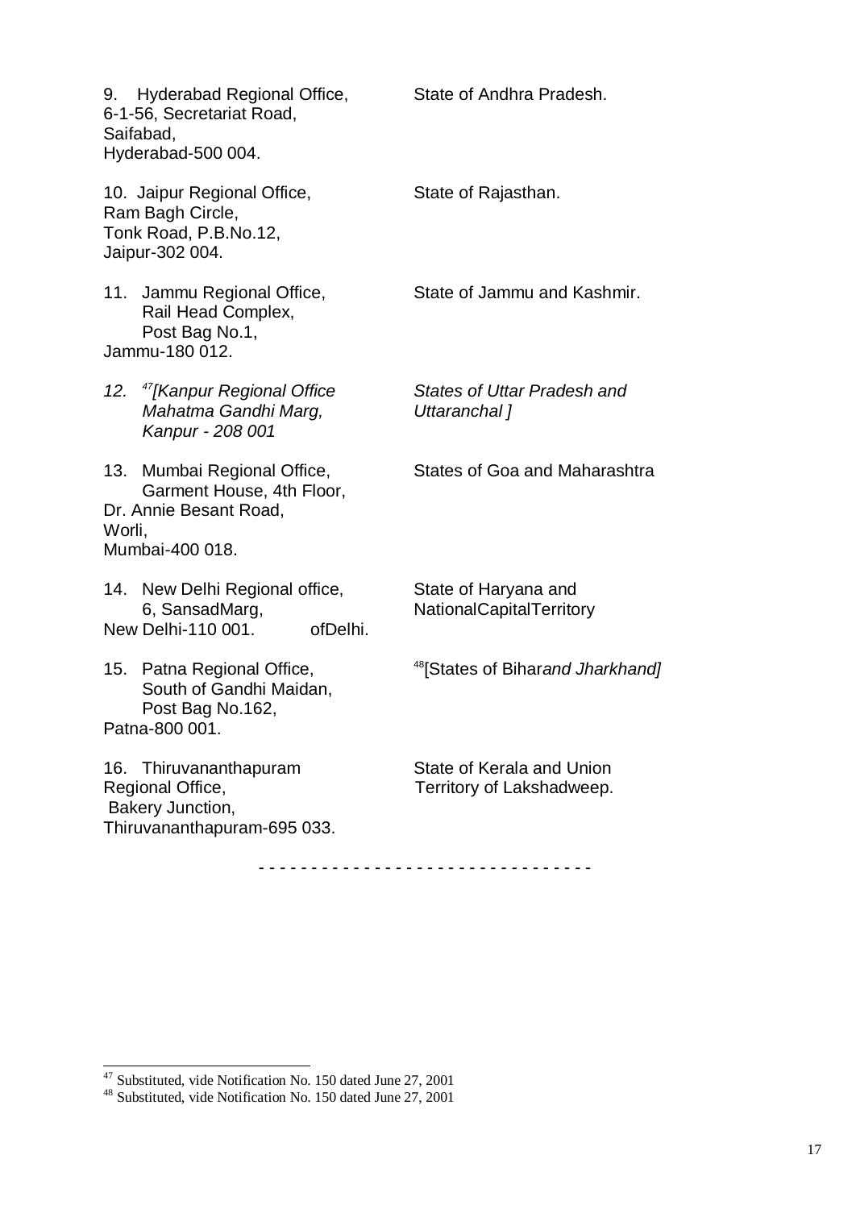| | |
|---|---|
| 9. Hyderabad Regional Office, 6-1-56, Secretariat Road, Saifabad, Hyderabad-500 004. | State of Andhra Pradesh. |
| 10. Jaipur Regional Office, Ram Bagh Circle, Tonk Road, P.B.No.12, Jaipur-302 004. | State of Rajasthan. |
| 11. Jammu Regional Office, Rail Head Complex, Post Bag No.1, Jammu-180 012. | State of Jammu and Kashmir. |
| *12. [47][Kanpur Regional Office Mahatma Gandhi Marg, Kanpur - 208 001* | *States of Uttar Pradesh and Uttaranchal ]* |
| 13. Mumbai Regional Office, Garment House, 4th Floor, Dr. Annie Besant Road, Worli, Mumbai-400 018. | States of Goa and Maharashtra |
| 14. New Delhi Regional office, 6, SansadMarg, New Delhi-110 001. | State of Haryana and NationalCapitalTerritory ofDelhi. |
| 15. Patna Regional Office, South of Gandhi Maidan, Post Bag No.162, Patna-800 001. | [48][States of Bihar*and Jharkhand]* |
| 16. Thiruvananthapuram Regional Office, Bakery Junction, Thiruvananthapuram-695 033. | State of Kerala and Union Territory of Lakshadweep. |

- - - - - - - - - - - - - - - - - - - - - - - - - - - - - - -

[47] Substituted, vide Notification No. 150 dated June 27, 2001

[48] Substituted, vide Notification No. 150 dated June 27, 2001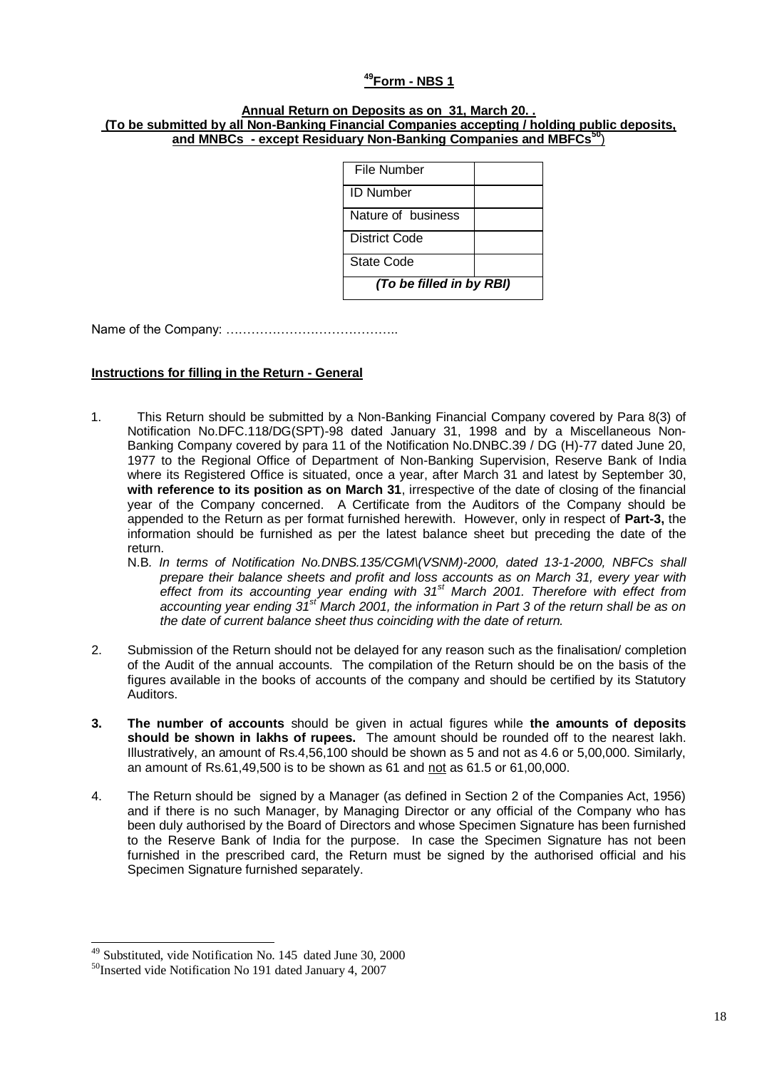**[49]Form - NBS 1**

**Annual Return on Deposits as on 31, March 20. .**
**(To be submitted by all Non-Banking Financial Companies accepting / holding public deposits, and MNBCs - except Residuary Non-Banking Companies and MBFCs[50])**

| File Number | |
|---|---|
| ID Number | |
| Nature of business | |
| District Code | |
| State Code | |
| *(To be filled in by RBI)* | |

Name of the Company: …………………………………..

**Instructions for filling in the Return - General**

1. This Return should be submitted by a Non-Banking Financial Company covered by Para 8(3) of Notification No.DFC.118/DG(SPT)-98 dated January 31, 1998 and by a Miscellaneous Non-Banking Company covered by para 11 of the Notification No.DNBC.39 / DG (H)-77 dated June 20, 1977 to the Regional Office of Department of Non-Banking Supervision, Reserve Bank of India where its Registered Office is situated, once a year, after March 31 and latest by September 30, **with reference to its position as on March 31**, irrespective of the date of closing of the financial year of the Company concerned. A Certificate from the Auditors of the Company should be appended to the Return as per format furnished herewith. However, only in respect of **Part-3,** the information should be furnished as per the latest balance sheet but preceding the date of the return.

   N.B. *In terms of Notification No.DNBS.135/CGM\(VSNM)-2000, dated 13-1-2000, NBFCs shall prepare their balance sheets and profit and loss accounts as on March 31, every year with effect from its accounting year ending with 31st March 2001. Therefore with effect from accounting year ending 31st March 2001, the information in Part 3 of the return shall be as on the date of current balance sheet thus coinciding with the date of return.*

2. Submission of the Return should not be delayed for any reason such as the finalisation/ completion of the Audit of the annual accounts. The compilation of the Return should be on the basis of the figures available in the books of accounts of the company and should be certified by its Statutory Auditors.

3. **The number of accounts** should be given in actual figures while **the amounts of deposits should be shown in lakhs of rupees.** The amount should be rounded off to the nearest lakh. Illustratively, an amount of Rs.4,56,100 should be shown as 5 and not as 4.6 or 5,00,000. Similarly, an amount of Rs.61,49,500 is to be shown as 61 and not as 61.5 or 61,00,000.

4. The Return should be signed by a Manager (as defined in Section 2 of the Companies Act, 1956) and if there is no such Manager, by Managing Director or any official of the Company who has been duly authorised by the Board of Directors and whose Specimen Signature has been furnished to the Reserve Bank of India for the purpose. In case the Specimen Signature has not been furnished in the prescribed card, the Return must be signed by the authorised official and his Specimen Signature furnished separately.

---

[49] Substituted, vide Notification No. 145 dated June 30, 2000

[50] Inserted vide Notification No 191 dated January 4, 2007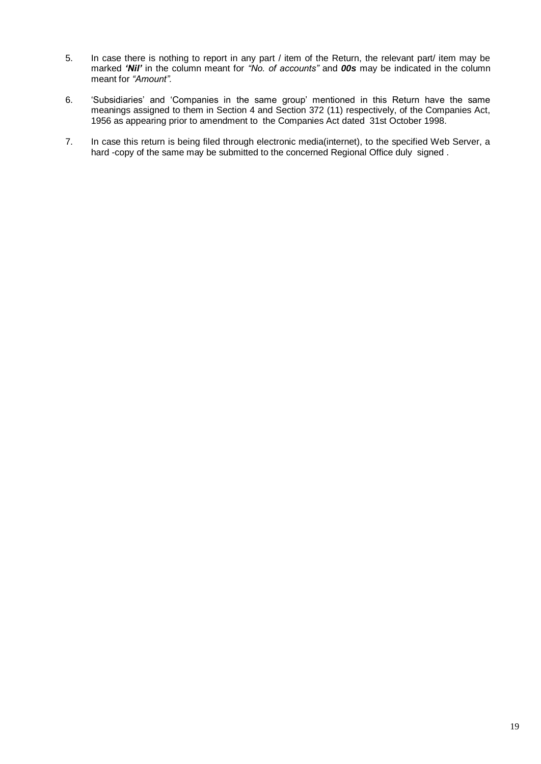5. In case there is nothing to report in any part / item of the Return, the relevant part/ item may be marked ***'Nil'*** in the column meant for *"No. of accounts"* and ***00s*** may be indicated in the column meant for *"Amount".*

6. 'Subsidiaries' and 'Companies in the same group' mentioned in this Return have the same meanings assigned to them in Section 4 and Section 372 (11) respectively, of the Companies Act, 1956 as appearing prior to amendment to the Companies Act dated 31st October 1998.

7. In case this return is being filed through electronic media(internet), to the specified Web Server, a hard -copy of the same may be submitted to the concerned Regional Office duly signed .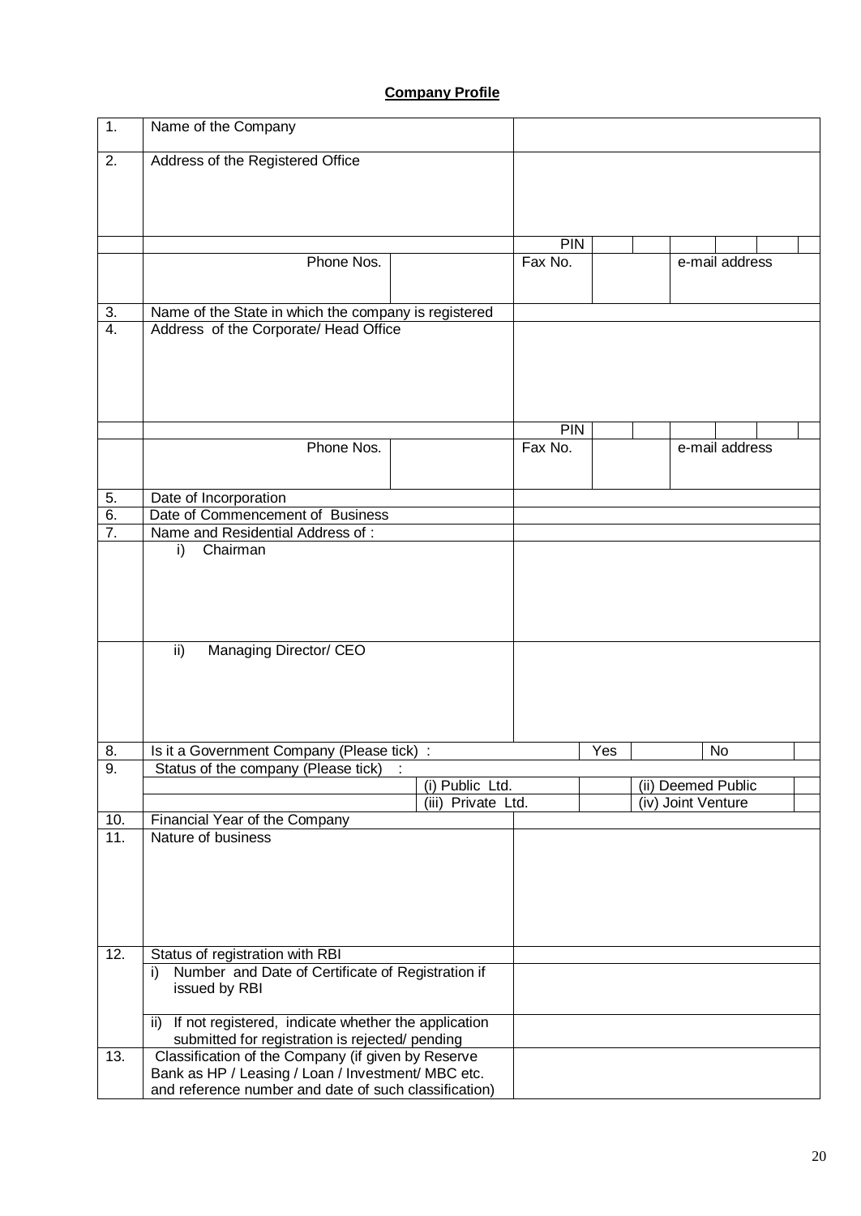**Company Profile**

| | | | | | |
|---|---|---|---|---|---|
| 1. | Name of the Company | | | | |
| 2. | Address of the Registered Office | | | | |
| | | | PIN | | |
| | Phone Nos. | | Fax No. | | e-mail address |
| 3. | Name of the State in which the company is registered | | | | |
| 4. | Address of the Corporate/ Head Office | | | | |
| | | | PIN | | |
| | Phone Nos. | | Fax No. | | e-mail address |
| 5. | Date of Incorporation | | | | |
| 6. | Date of Commencement of Business | | | | |
| 7. | Name and Residential Address of : | | | | |
| | i) Chairman | | | | |
| | ii) Managing Director/ CEO | | | | |
| 8. | Is it a Government Company (Please tick) : | | Yes | | No |
| 9. | Status of the company (Please tick) : | | | | |
| | | (i) Public Ltd. | | (ii) Deemed Public | |
| | | (iii) Private Ltd. | | (iv) Joint Venture | |
| 10. | Financial Year of the Company | | | | |
| 11. | Nature of business | | | | |
| 12. | Status of registration with RBI | | | | |
| | i) Number and Date of Certificate of Registration if issued by RBI | | | | |
| | ii) If not registered, indicate whether the application submitted for registration is rejected/ pending | | | | |
| 13. | Classification of the Company (if given by Reserve Bank as HP / Leasing / Loan / Investment/ MBC etc. and reference number and date of such classification) | | | | |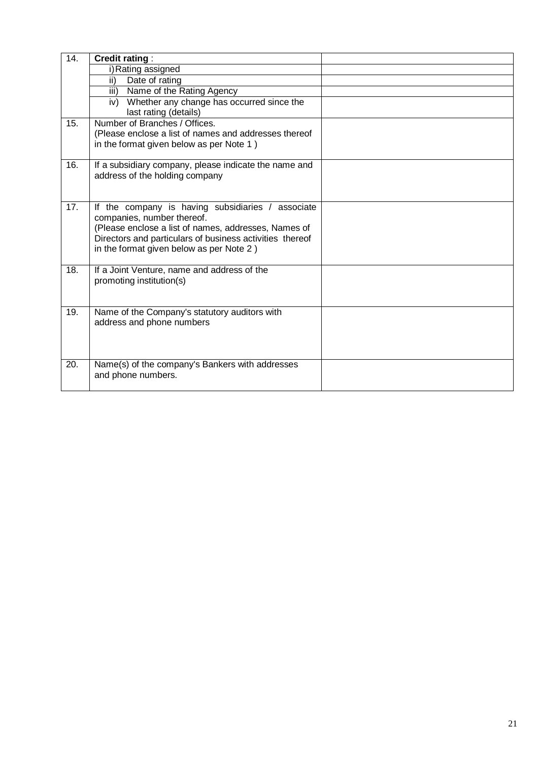| | | |
|---|---|---|
| 14. | **Credit rating** : | |
| | i) Rating assigned | |
| | ii) Date of rating | |
| | iii) Name of the Rating Agency | |
| | iv) Whether any change has occurred since the last rating (details) | |
| 15. | Number of Branches / Offices.<br>(Please enclose a list of names and addresses thereof in the format given below as per Note 1 ) | |
| 16. | If a subsidiary company, please indicate the name and address of the holding company | |
| 17. | If the company is having subsidiaries / associate companies, number thereof.<br>(Please enclose a list of names, addresses, Names of Directors and particulars of business activities thereof in the format given below as per Note 2 ) | |
| 18. | If a Joint Venture, name and address of the promoting institution(s) | |
| 19. | Name of the Company's statutory auditors with address and phone numbers | |
| 20. | Name(s) of the company's Bankers with addresses and phone numbers. | |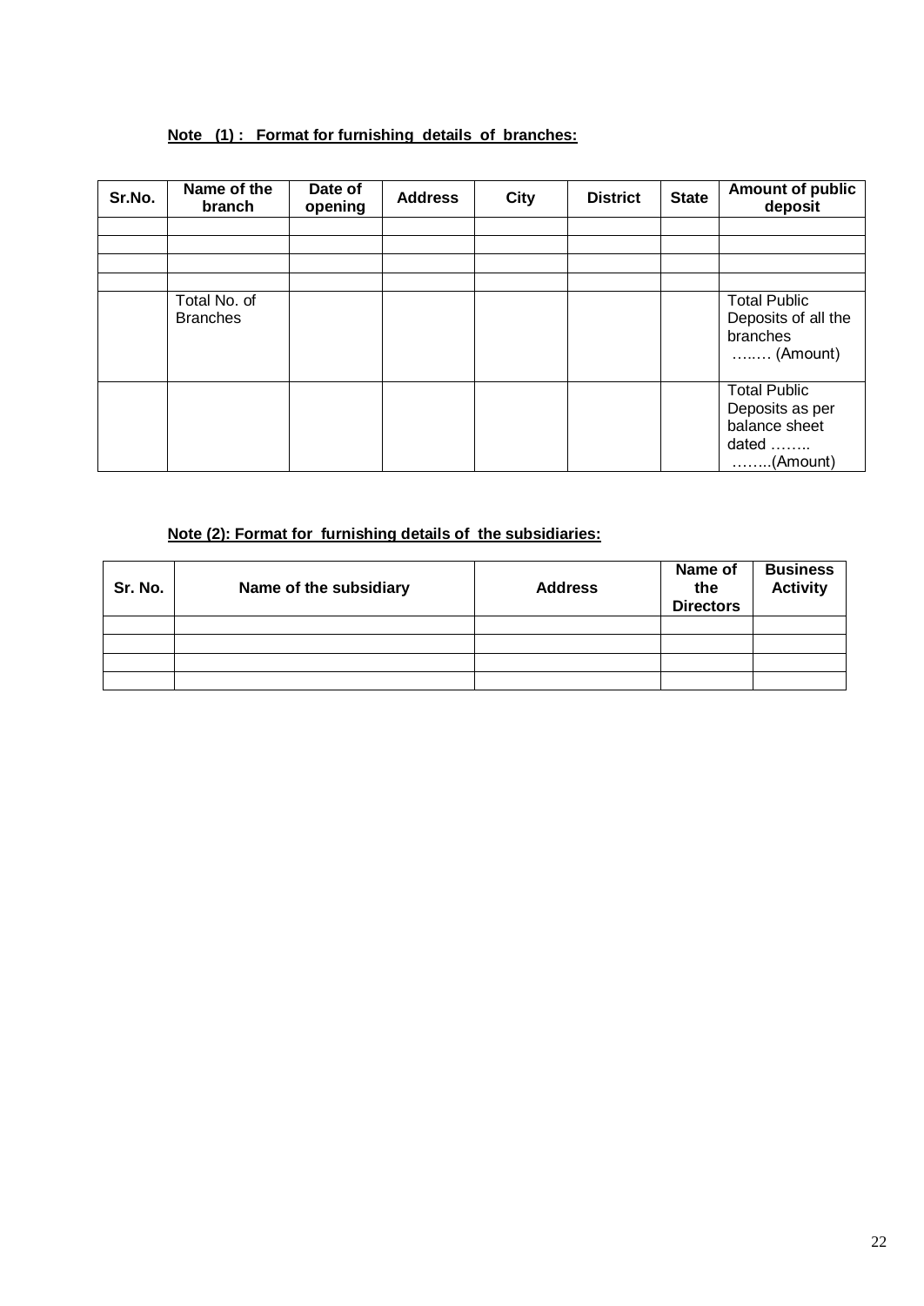**Note (1) : Format for furnishing details of branches:**

| Sr.No. | Name of the branch | Date of opening | Address | City | District | State | Amount of public deposit |
|---|---|---|---|---|---|---|---|
| | | | | | | | |
| | | | | | | | |
| | | | | | | | |
| | | | | | | | |
| | Total No. of Branches | | | | | | Total Public Deposits of all the branches …..… (Amount) |
| | | | | | | | Total Public Deposits as per balance sheet dated …….. ……..(Amount) |

**Note (2): Format for furnishing details of the subsidiaries:**

| Sr. No. | Name of the subsidiary | Address | Name of the Directors | Business Activity |
|---|---|---|---|---|
| | | | | |
| | | | | |
| | | | | |
| | | | | |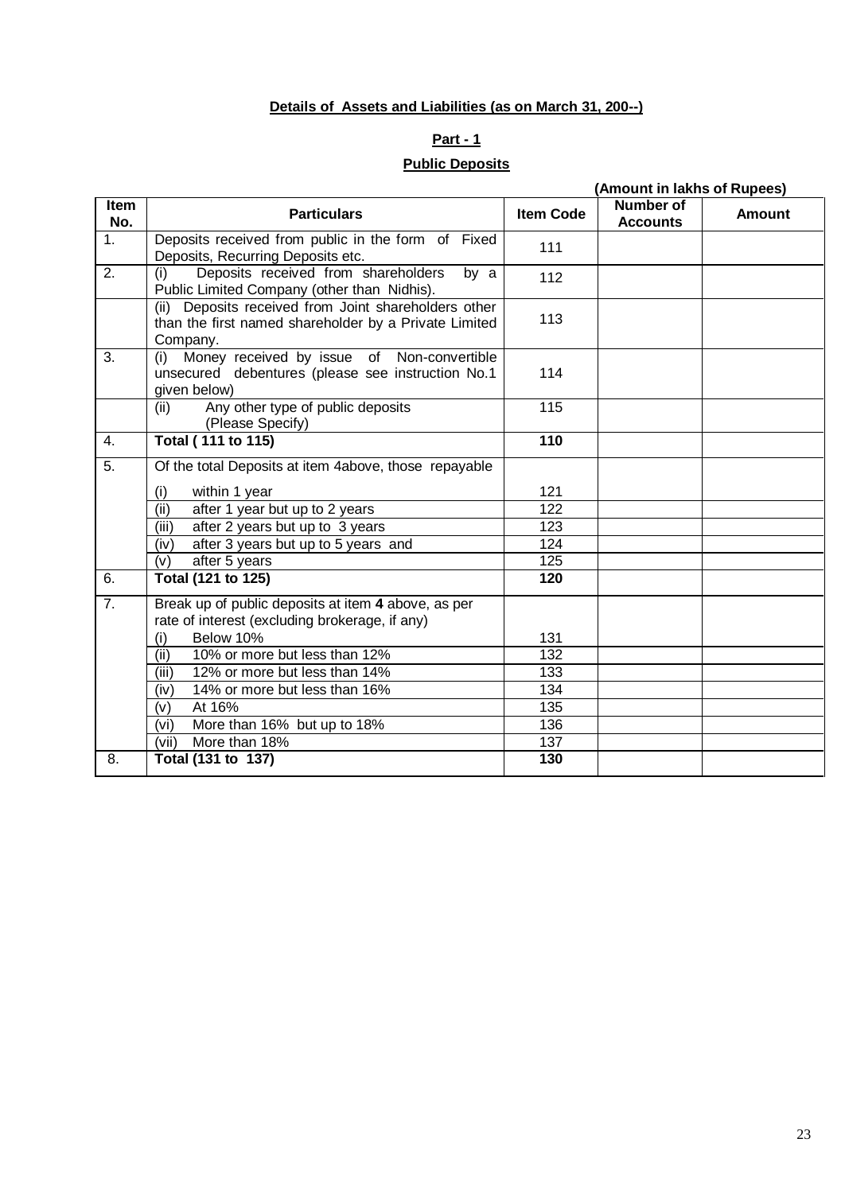**Details of Assets and Liabilities (as on March 31, 200--)**

**Part - 1**

**Public Deposits**

**(Amount in lakhs of Rupees)**

| Item No. | Particulars | Item Code | Number of Accounts | Amount |
|---|---|---|---|---|
| 1. | Deposits received from public in the form of Fixed Deposits, Recurring Deposits etc. | 111 | | |
| 2. | (i) Deposits received from shareholders by a Public Limited Company (other than Nidhis). | 112 | | |
| | (ii) Deposits received from Joint shareholders other than the first named shareholder by a Private Limited Company. | 113 | | |
| 3. | (i) Money received by issue of Non-convertible unsecured debentures (please see instruction No.1 given below) | 114 | | |
| | (ii) Any other type of public deposits (Please Specify) | 115 | | |
| 4. | **Total ( 111 to 115)** | **110** | | |
| 5. | Of the total Deposits at item 4above, those repayable | | | |
| | (i) within 1 year | 121 | | |
| | (ii) after 1 year but up to 2 years | 122 | | |
| | (iii) after 2 years but up to 3 years | 123 | | |
| | (iv) after 3 years but up to 5 years and | 124 | | |
| | (v) after 5 years | 125 | | |
| 6. | **Total (121 to 125)** | **120** | | |
| 7. | Break up of public deposits at item **4** above, as per rate of interest (excluding brokerage, if any) | | | |
| | (i) Below 10% | 131 | | |
| | (ii) 10% or more but less than 12% | 132 | | |
| | (iii) 12% or more but less than 14% | 133 | | |
| | (iv) 14% or more but less than 16% | 134 | | |
| | (v) At 16% | 135 | | |
| | (vi) More than 16% but up to 18% | 136 | | |
| | (vii) More than 18% | 137 | | |
| 8. | **Total (131 to 137)** | **130** | | |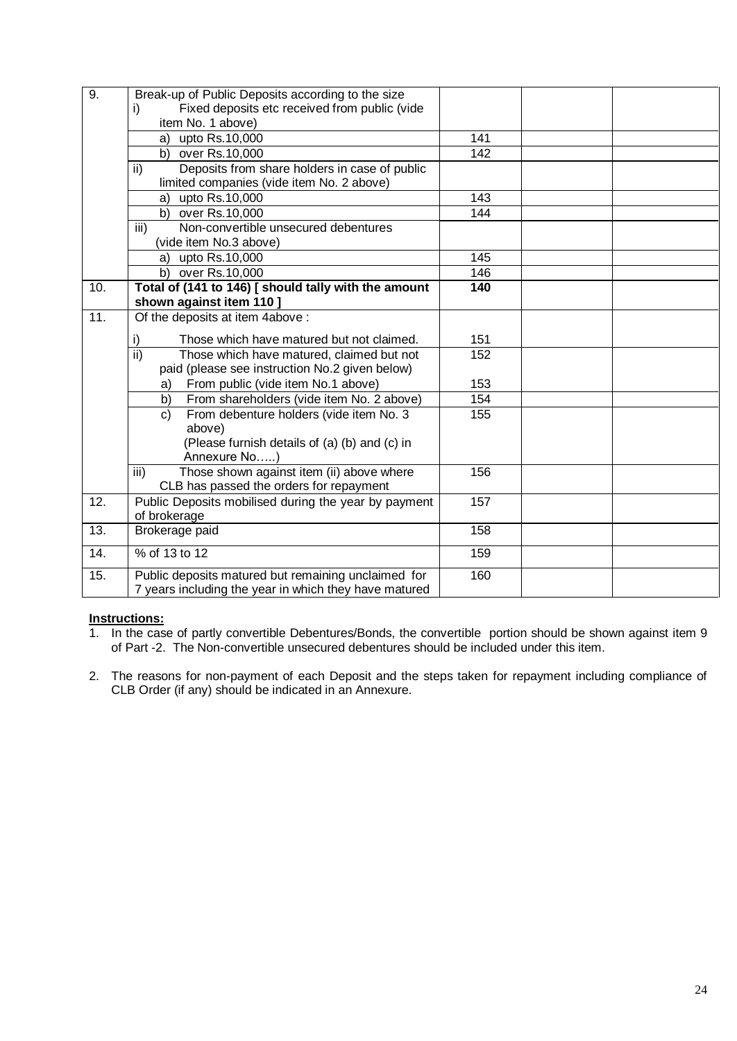| | | | | |
|---|---|---|---|---|
| 9. | Break-up of Public Deposits according to the size<br>i) Fixed deposits etc received from public (vide item No. 1 above) | | | |
| | a) upto Rs.10,000 | 141 | | |
| | b) over Rs.10,000 | 142 | | |
| | ii) Deposits from share holders in case of public limited companies (vide item No. 2 above) | | | |
| | a) upto Rs.10,000 | 143 | | |
| | b) over Rs.10,000 | 144 | | |
| | iii) Non-convertible unsecured debentures (vide item No.3 above) | | | |
| | a) upto Rs.10,000 | 145 | | |
| | b) over Rs.10,000 | 146 | | |
| 10. | **Total of (141 to 146) [ should tally with the amount shown against item 110 ]** | **140** | | |
| 11. | Of the deposits at item 4above :<br>i) Those which have matured but not claimed. | 151 | | |
| | ii) Those which have matured, claimed but not paid (please see instruction No.2 given below) | 152 | | |
| | a) From public (vide item No.1 above) | 153 | | |
| | b) From shareholders (vide item No. 2 above) | 154 | | |
| | c) From debenture holders (vide item No. 3 above)<br>(Please furnish details of (a) (b) and (c) in Annexure No…..) | 155 | | |
| | iii) Those shown against item (ii) above where CLB has passed the orders for repayment | 156 | | |
| 12. | Public Deposits mobilised during the year by payment of brokerage | 157 | | |
| 13. | Brokerage paid | 158 | | |
| 14. | % of 13 to 12 | 159 | | |
| 15. | Public deposits matured but remaining unclaimed for 7 years including the year in which they have matured | 160 | | |

**Instructions:**

1. In the case of partly convertible Debentures/Bonds, the convertible portion should be shown against item 9 of Part -2. The Non-convertible unsecured debentures should be included under this item.
2. The reasons for non-payment of each Deposit and the steps taken for repayment including compliance of CLB Order (if any) should be indicated in an Annexure.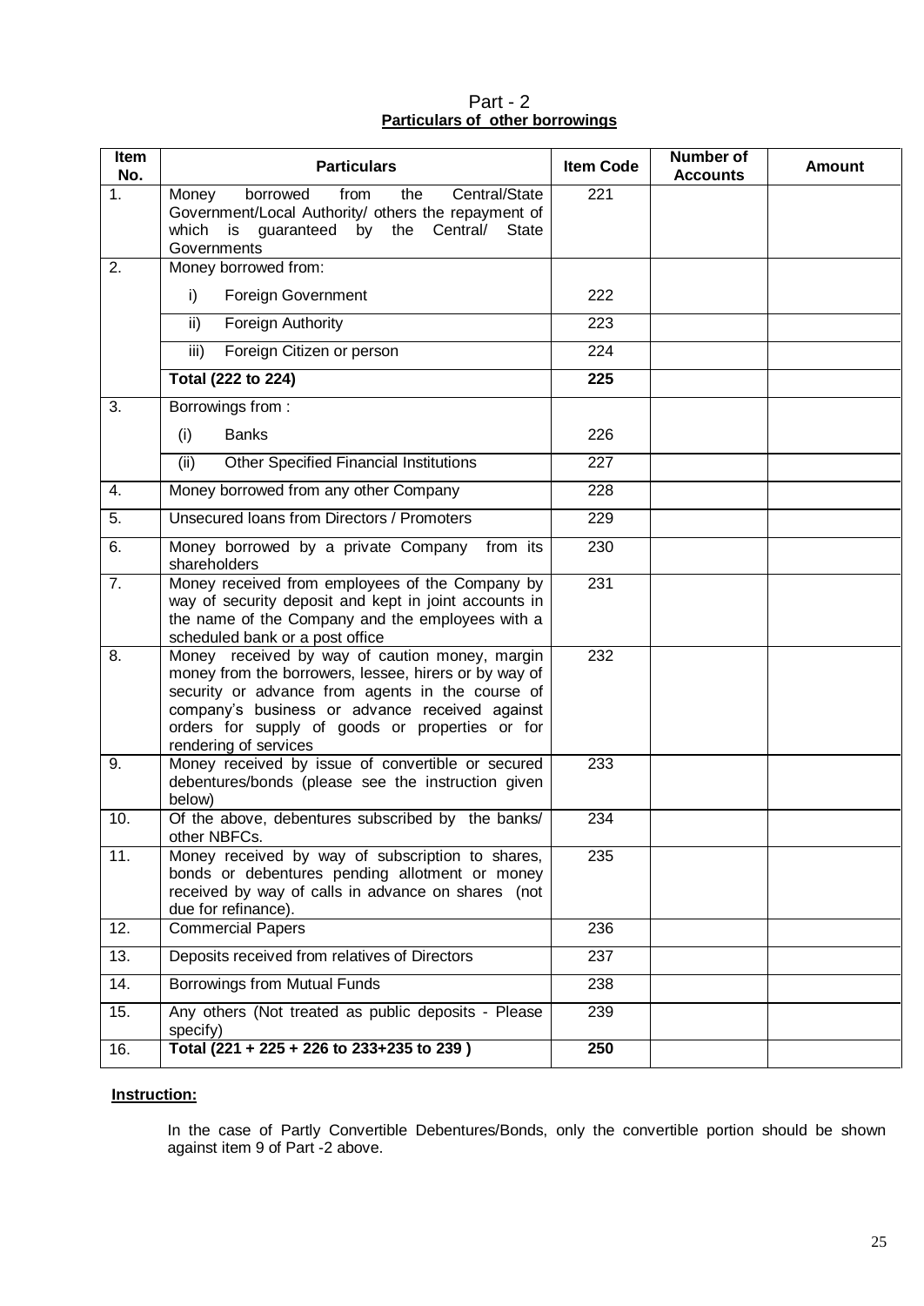Part - 2

**Particulars of other borrowings**

| Item No. | Particulars | Item Code | Number of Accounts | Amount |
|---|---|---|---|---|
| 1. | Money borrowed from the Central/State Government/Local Authority/ others the repayment of which is guaranteed by the Central/ State Governments | 221 | | |
| 2. | Money borrowed from: | | | |
| | i) Foreign Government | 222 | | |
| | ii) Foreign Authority | 223 | | |
| | iii) Foreign Citizen or person | 224 | | |
| | **Total (222 to 224)** | **225** | | |
| 3. | Borrowings from : | | | |
| | (i) Banks | 226 | | |
| | (ii) Other Specified Financial Institutions | 227 | | |
| 4. | Money borrowed from any other Company | 228 | | |
| 5. | Unsecured loans from Directors / Promoters | 229 | | |
| 6. | Money borrowed by a private Company from its shareholders | 230 | | |
| 7. | Money received from employees of the Company by way of security deposit and kept in joint accounts in the name of the Company and the employees with a scheduled bank or a post office | 231 | | |
| 8. | Money received by way of caution money, margin money from the borrowers, lessee, hirers or by way of security or advance from agents in the course of company's business or advance received against orders for supply of goods or properties or for rendering of services | 232 | | |
| 9. | Money received by issue of convertible or secured debentures/bonds (please see the instruction given below) | 233 | | |
| 10. | Of the above, debentures subscribed by the banks/ other NBFCs. | 234 | | |
| 11. | Money received by way of subscription to shares, bonds or debentures pending allotment or money received by way of calls in advance on shares (not due for refinance). | 235 | | |
| 12. | Commercial Papers | 236 | | |
| 13. | Deposits received from relatives of Directors | 237 | | |
| 14. | Borrowings from Mutual Funds | 238 | | |
| 15. | Any others (Not treated as public deposits - Please specify) | 239 | | |
| 16. | **Total (221 + 225 + 226 to 233+235 to 239 )** | **250** | | |

**Instruction:**

In the case of Partly Convertible Debentures/Bonds, only the convertible portion should be shown against item 9 of Part -2 above.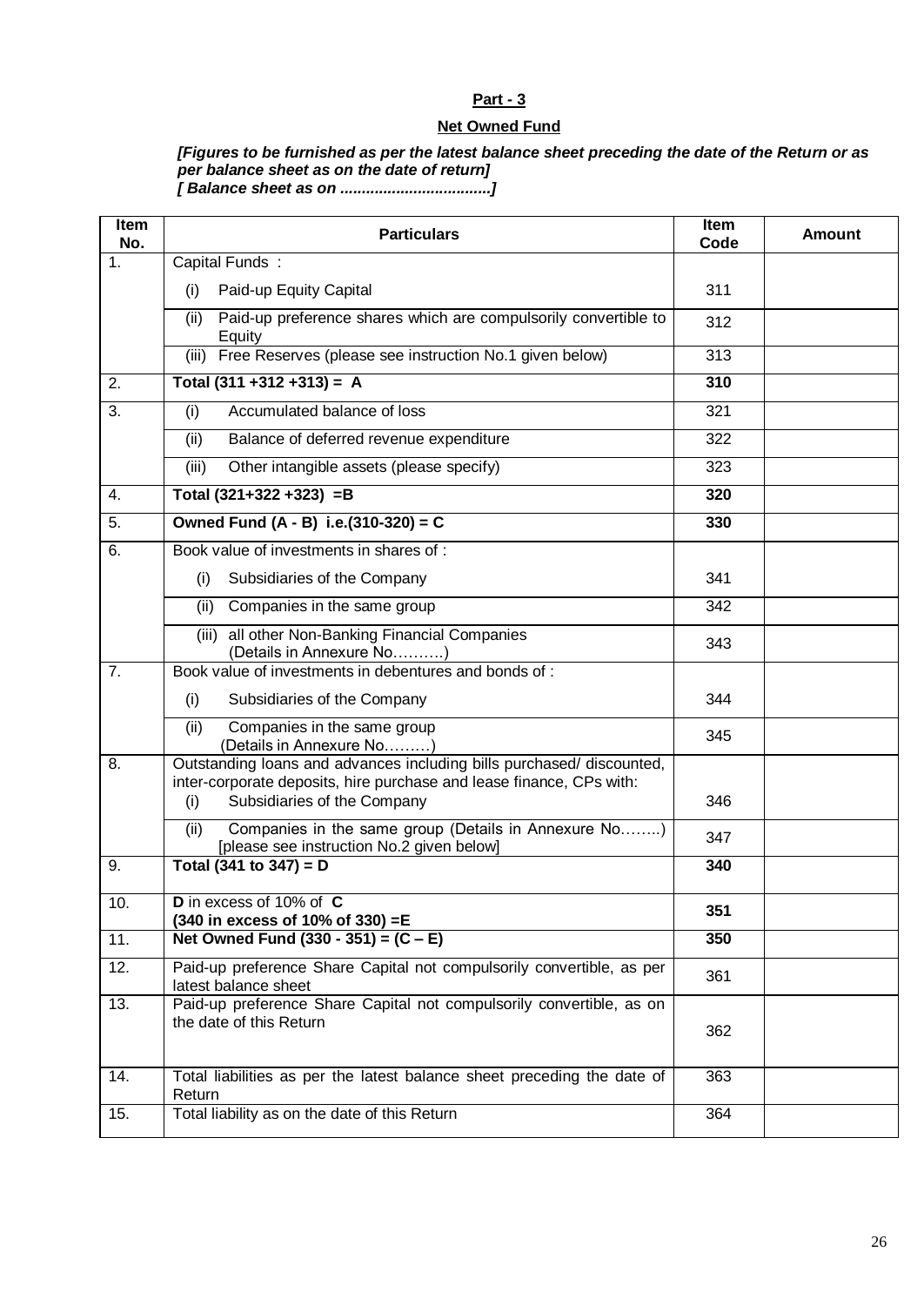## Part - 3

## Net Owned Fund

***[Figures to be furnished as per the latest balance sheet preceding the date of the Return or as per balance sheet as on the date of return]***
***[ Balance sheet as on ..................................]***

| Item No. | Particulars | Item Code | Amount |
|---|---|---|---|
| 1. | Capital Funds : | | |
| | (i) Paid-up Equity Capital | 311 | |
| | (ii) Paid-up preference shares which are compulsorily convertible to Equity | 312 | |
| | (iii) Free Reserves (please see instruction No.1 given below) | 313 | |
| 2. | **Total (311 +312 +313) = A** | **310** | |
| 3. | (i) Accumulated balance of loss | 321 | |
| | (ii) Balance of deferred revenue expenditure | 322 | |
| | (iii) Other intangible assets (please specify) | 323 | |
| 4. | **Total (321+322 +323) =B** | **320** | |
| 5. | **Owned Fund (A - B) i.e.(310-320) = C** | **330** | |
| 6. | Book value of investments in shares of : | | |
| | (i) Subsidiaries of the Company | 341 | |
| | (ii) Companies in the same group | 342 | |
| | (iii) all other Non-Banking Financial Companies (Details in Annexure No……….) | 343 | |
| 7. | Book value of investments in debentures and bonds of : | | |
| | (i) Subsidiaries of the Company | 344 | |
| | (ii) Companies in the same group (Details in Annexure No………) | 345 | |
| 8. | Outstanding loans and advances including bills purchased/ discounted, inter-corporate deposits, hire purchase and lease finance, CPs with: (i) Subsidiaries of the Company | 346 | |
| | (ii) Companies in the same group (Details in Annexure No……..) [please see instruction No.2 given below] | 347 | |
| 9. | **Total (341 to 347) = D** | **340** | |
| 10. | **D** in excess of 10% of **C** **(340 in excess of 10% of 330) =E** | **351** | |
| 11. | **Net Owned Fund (330 - 351) = (C – E)** | **350** | |
| 12. | Paid-up preference Share Capital not compulsorily convertible, as per latest balance sheet | 361 | |
| 13. | Paid-up preference Share Capital not compulsorily convertible, as on the date of this Return | 362 | |
| 14. | Total liabilities as per the latest balance sheet preceding the date of Return | 363 | |
| 15. | Total liability as on the date of this Return | 364 | |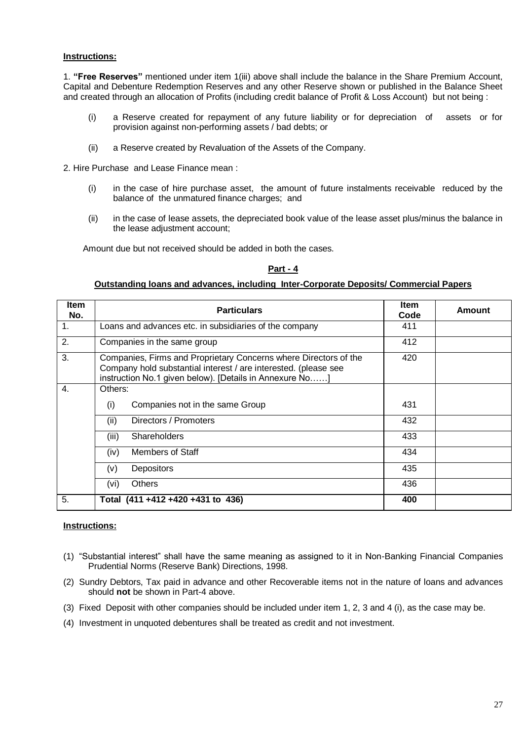**Instructions:**

1. **"Free Reserves"** mentioned under item 1(iii) above shall include the balance in the Share Premium Account, Capital and Debenture Redemption Reserves and any other Reserve shown or published in the Balance Sheet and created through an allocation of Profits (including credit balance of Profit & Loss Account) but not being :

   (i) a Reserve created for repayment of any future liability or for depreciation of assets or for provision against non-performing assets / bad debts; or

   (ii) a Reserve created by Revaluation of the Assets of the Company.

2. Hire Purchase and Lease Finance mean :

   (i) in the case of hire purchase asset, the amount of future instalments receivable reduced by the balance of the unmatured finance charges; and

   (ii) in the case of lease assets, the depreciated book value of the lease asset plus/minus the balance in the lease adjustment account;

   Amount due but not received should be added in both the cases.

## Part - 4

### Outstanding loans and advances, including Inter-Corporate Deposits/ Commercial Papers

| Item No. | Particulars | Item Code | Amount |
|---|---|---|---|
| 1. | Loans and advances etc. in subsidiaries of the company | 411 | |
| 2. | Companies in the same group | 412 | |
| 3. | Companies, Firms and Proprietary Concerns where Directors of the Company hold substantial interest / are interested. (please see instruction No.1 given below). [Details in Annexure No……] | 420 | |
| 4. | Others: | | |
| | (i) Companies not in the same Group | 431 | |
| | (ii) Directors / Promoters | 432 | |
| | (iii) Shareholders | 433 | |
| | (iv) Members of Staff | 434 | |
| | (v) Depositors | 435 | |
| | (vi) Others | 436 | |
| 5. | **Total (411 +412 +420 +431 to 436)** | **400** | |

**Instructions:**

(1) "Substantial interest" shall have the same meaning as assigned to it in Non-Banking Financial Companies Prudential Norms (Reserve Bank) Directions, 1998.

(2) Sundry Debtors, Tax paid in advance and other Recoverable items not in the nature of loans and advances should **not** be shown in Part-4 above.

(3) Fixed Deposit with other companies should be included under item 1, 2, 3 and 4 (i), as the case may be.

(4) Investment in unquoted debentures shall be treated as credit and not investment.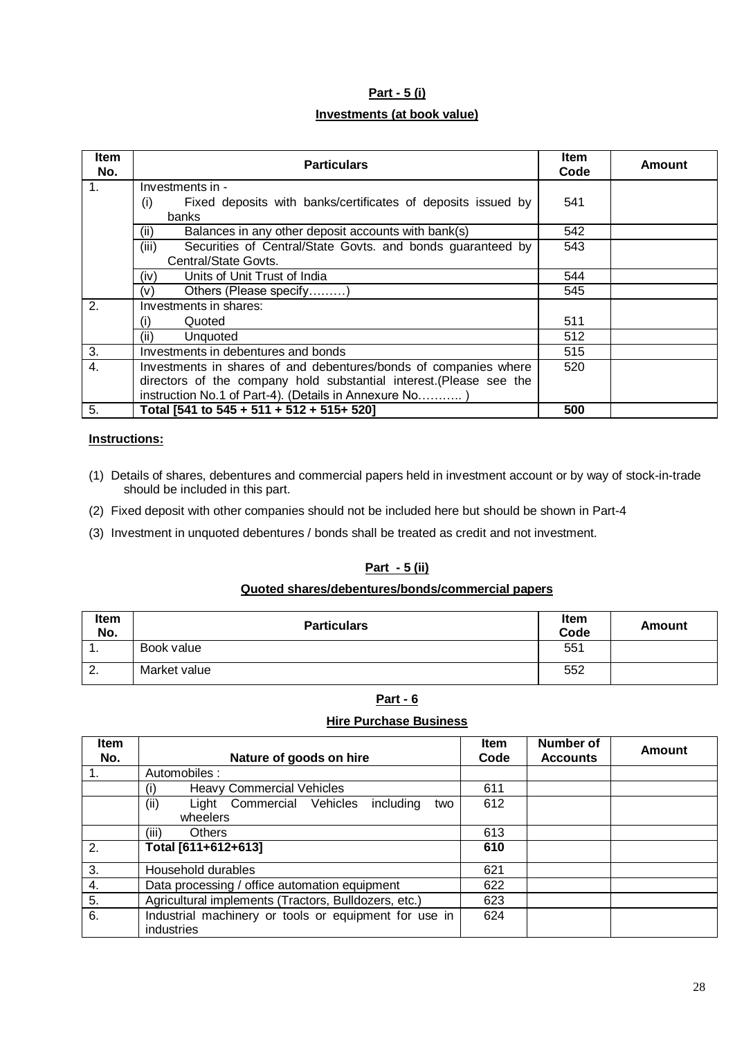**Part - 5 (i)**

**Investments (at book value)**

| Item No. | Particulars | Item Code | Amount |
|---|---|---|---|
| 1. | Investments in - | | |
| | (i) Fixed deposits with banks/certificates of deposits issued by banks | 541 | |
| | (ii) Balances in any other deposit accounts with bank(s) | 542 | |
| | (iii) Securities of Central/State Govts. and bonds guaranteed by Central/State Govts. | 543 | |
| | (iv) Units of Unit Trust of India | 544 | |
| | (v) Others (Please specify………) | 545 | |
| 2. | Investments in shares: | | |
| | (i) Quoted | 511 | |
| | (ii) Unquoted | 512 | |
| 3. | Investments in debentures and bonds | 515 | |
| 4. | Investments in shares of and debentures/bonds of companies where directors of the company hold substantial interest.(Please see the instruction No.1 of Part-4). (Details in Annexure No……….. ) | 520 | |
| 5. | **Total [541 to 545 + 511 + 512 + 515+ 520]** | **500** | |

**Instructions:**

(1) Details of shares, debentures and commercial papers held in investment account or by way of stock-in-trade should be included in this part.

(2) Fixed deposit with other companies should not be included here but should be shown in Part-4

(3) Investment in unquoted debentures / bonds shall be treated as credit and not investment.

**Part - 5 (ii)**

**Quoted shares/debentures/bonds/commercial papers**

| Item No. | Particulars | Item Code | Amount |
|---|---|---|---|
| 1. | Book value | 551 | |
| 2. | Market value | 552 | |

**Part - 6**

**Hire Purchase Business**

| Item No. | Nature of goods on hire | Item Code | Number of Accounts | Amount |
|---|---|---|---|---|
| 1. | Automobiles : | | | |
| | (i) Heavy Commercial Vehicles | 611 | | |
| | (ii) Light Commercial Vehicles including two wheelers | 612 | | |
| | (iii) Others | 613 | | |
| 2. | **Total [611+612+613]** | **610** | | |
| 3. | Household durables | 621 | | |
| 4. | Data processing / office automation equipment | 622 | | |
| 5. | Agricultural implements (Tractors, Bulldozers, etc.) | 623 | | |
| 6. | Industrial machinery or tools or equipment for use in industries | 624 | | |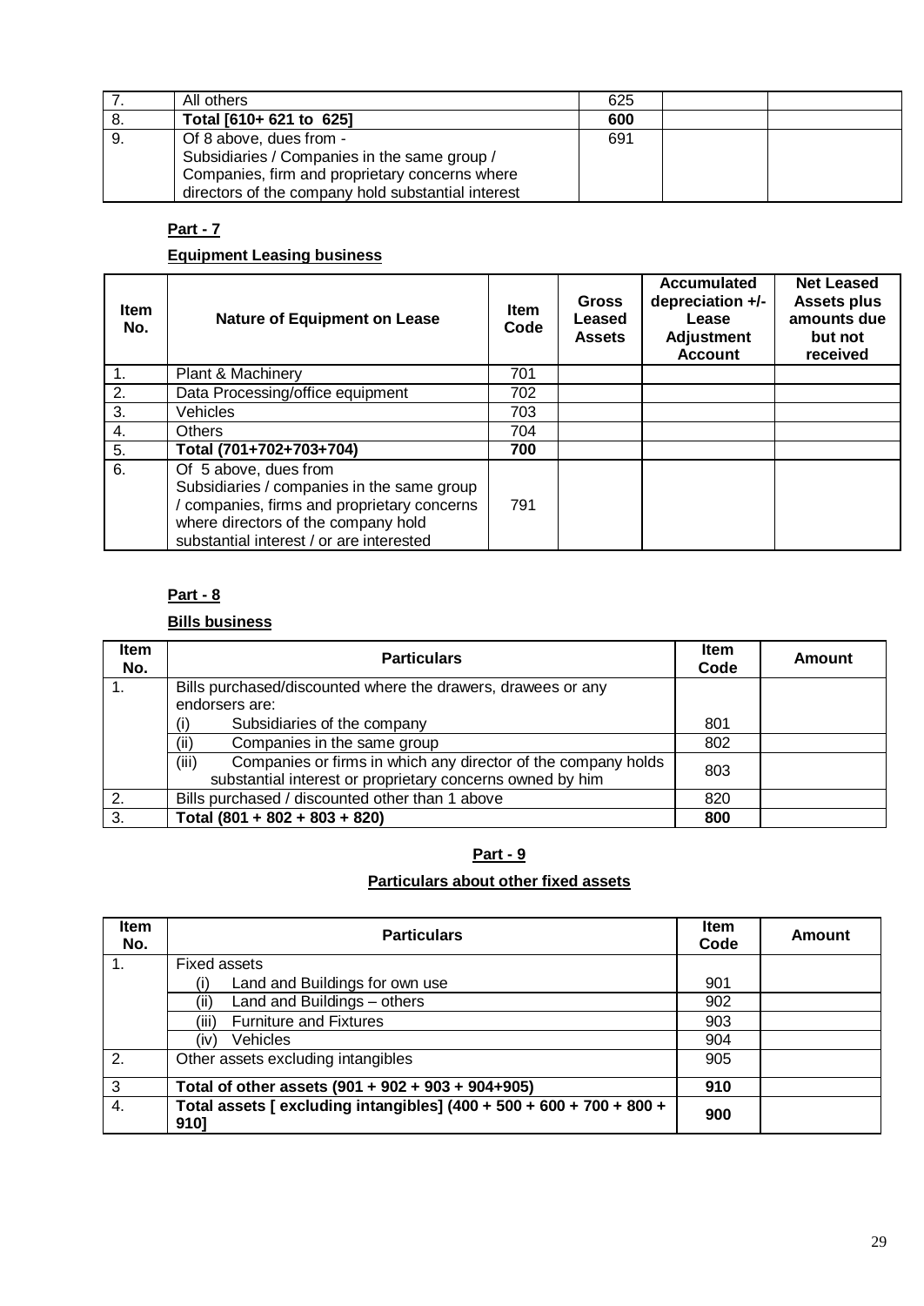| 7. | All others | 625 | | |
|---|---|---|---|---|
| 8. | **Total [610+ 621 to 625]** | **600** | | |
| 9. | Of 8 above, dues from - Subsidiaries / Companies in the same group / Companies, firm and proprietary concerns where directors of the company hold substantial interest | 691 | | |

**Part - 7**

**Equipment Leasing business**

| Item No. | Nature of Equipment on Lease | Item Code | Gross Leased Assets | Accumulated depreciation +/- Lease Adjustment Account | Net Leased Assets plus amounts due but not received |
|---|---|---|---|---|---|
| 1. | Plant & Machinery | 701 | | | |
| 2. | Data Processing/office equipment | 702 | | | |
| 3. | Vehicles | 703 | | | |
| 4. | Others | 704 | | | |
| 5. | **Total (701+702+703+704)** | **700** | | | |
| 6. | Of 5 above, dues from Subsidiaries / companies in the same group / companies, firms and proprietary concerns where directors of the company hold substantial interest / or are interested | 791 | | | |

**Part - 8**

**Bills business**

| Item No. | Particulars | Item Code | Amount |
|---|---|---|---|
| 1. | Bills purchased/discounted where the drawers, drawees or any endorsers are: | | |
| | (i) Subsidiaries of the company | 801 | |
| | (ii) Companies in the same group | 802 | |
| | (iii) Companies or firms in which any director of the company holds substantial interest or proprietary concerns owned by him | 803 | |
| 2. | Bills purchased / discounted other than 1 above | 820 | |
| 3. | **Total (801 + 802 + 803 + 820)** | **800** | |

**Part - 9**

**Particulars about other fixed assets**

| Item No. | Particulars | Item Code | Amount |
|---|---|---|---|
| 1. | Fixed assets | | |
| | (i) Land and Buildings for own use | 901 | |
| | (ii) Land and Buildings – others | 902 | |
| | (iii) Furniture and Fixtures | 903 | |
| | (iv) Vehicles | 904 | |
| 2. | Other assets excluding intangibles | 905 | |
| 3 | **Total of other assets (901 + 902 + 903 + 904+905)** | **910** | |
| 4. | **Total assets [ excluding intangibles] (400 + 500 + 600 + 700 + 800 + 910]** | **900** | |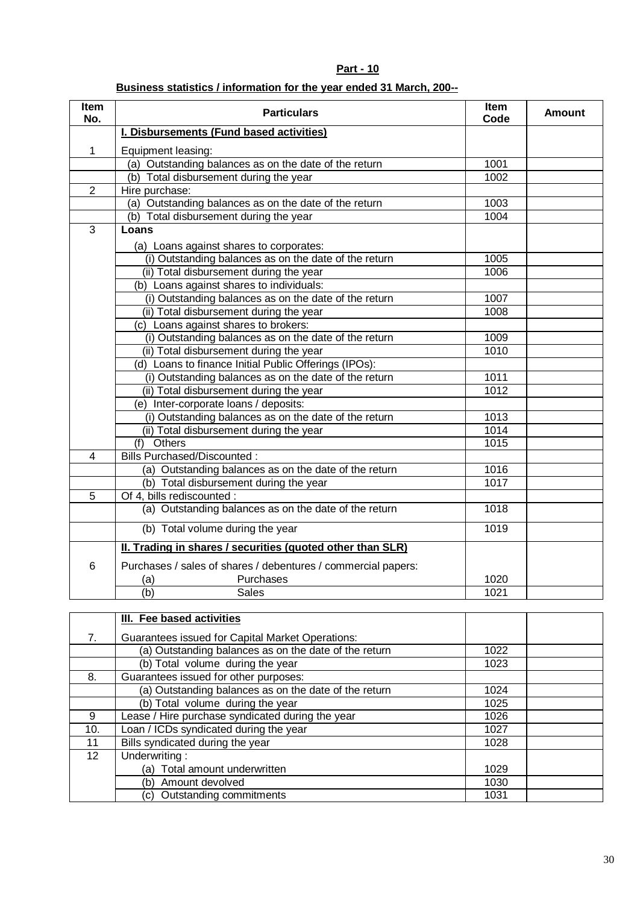**Part - 10**

**Business statistics / information for the year ended 31 March, 200--**

| Item No. | Particulars | Item Code | Amount |
|---|---|---|---|
| | **I. Disbursements (Fund based activities)** | | |
| 1 | Equipment leasing: | | |
| | (a) Outstanding balances as on the date of the return | 1001 | |
| | (b) Total disbursement during the year | 1002 | |
| 2 | Hire purchase: | | |
| | (a) Outstanding balances as on the date of the return | 1003 | |
| | (b) Total disbursement during the year | 1004 | |
| 3 | **Loans** | | |
| | (a) Loans against shares to corporates: | | |
| | (i) Outstanding balances as on the date of the return | 1005 | |
| | (ii) Total disbursement during the year | 1006 | |
| | (b) Loans against shares to individuals: | | |
| | (i) Outstanding balances as on the date of the return | 1007 | |
| | (ii) Total disbursement during the year | 1008 | |
| | (c) Loans against shares to brokers: | | |
| | (i) Outstanding balances as on the date of the return | 1009 | |
| | (ii) Total disbursement during the year | 1010 | |
| | (d) Loans to finance Initial Public Offerings (IPOs): | | |
| | (i) Outstanding balances as on the date of the return | 1011 | |
| | (ii) Total disbursement during the year | 1012 | |
| | (e) Inter-corporate loans / deposits: | | |
| | (i) Outstanding balances as on the date of the return | 1013 | |
| | (ii) Total disbursement during the year | 1014 | |
| | (f) Others | 1015 | |
| 4 | Bills Purchased/Discounted : | | |
| | (a) Outstanding balances as on the date of the return | 1016 | |
| | (b) Total disbursement during the year | 1017 | |
| 5 | Of 4, bills rediscounted : | | |
| | (a) Outstanding balances as on the date of the return | 1018 | |
| | (b) Total volume during the year | 1019 | |
| | **II. Trading in shares / securities (quoted other than SLR)** | | |
| 6 | Purchases / sales of shares / debentures / commercial papers: | | |
| | (a) Purchases | 1020 | |
| | (b) Sales | 1021 | |

| | Particulars | Item Code | Amount |
|---|---|---|---|
| | **III. Fee based activities** | | |
| 7. | Guarantees issued for Capital Market Operations: | | |
| | (a) Outstanding balances as on the date of the return | 1022 | |
| | (b) Total volume during the year | 1023 | |
| 8. | Guarantees issued for other purposes: | | |
| | (a) Outstanding balances as on the date of the return | 1024 | |
| | (b) Total volume during the year | 1025 | |
| 9 | Lease / Hire purchase syndicated during the year | 1026 | |
| 10. | Loan / ICDs syndicated during the year | 1027 | |
| 11 | Bills syndicated during the year | 1028 | |
| 12 | Underwriting : | | |
| | (a) Total amount underwritten | 1029 | |
| | (b) Amount devolved | 1030 | |
| | (c) Outstanding commitments | 1031 | |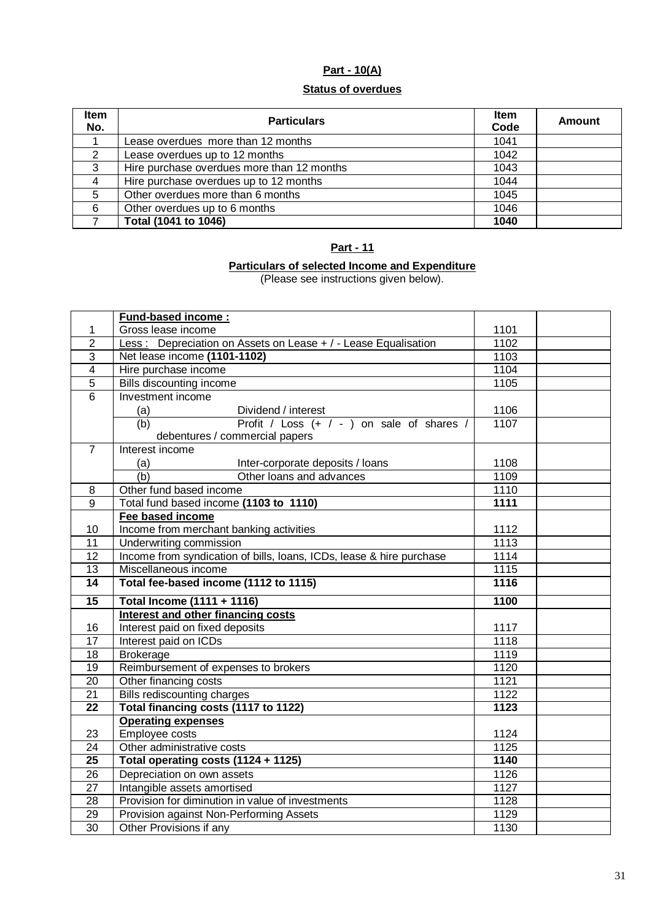## Part - 10(A)

### Status of overdues

| Item No. | Particulars | Item Code | Amount |
|---|---|---|---|
| 1 | Lease overdues more than 12 months | 1041 | |
| 2 | Lease overdues up to 12 months | 1042 | |
| 3 | Hire purchase overdues more than 12 months | 1043 | |
| 4 | Hire purchase overdues up to 12 months | 1044 | |
| 5 | Other overdues more than 6 months | 1045 | |
| 6 | Other overdues up to 6 months | 1046 | |
| 7 | **Total (1041 to 1046)** | **1040** | |

## Part - 11

### Particulars of selected Income and Expenditure

(Please see instructions given below).

| | | | |
|---|---|---|---|
| | **Fund-based income :** | | |
| 1 | Gross lease income | 1101 | |
| 2 | Less : Depreciation on Assets on Lease + / - Lease Equalisation | 1102 | |
| 3 | Net lease income **(1101-1102)** | 1103 | |
| 4 | Hire purchase income | 1104 | |
| 5 | Bills discounting income | 1105 | |
| 6 | Investment income | | |
| | (a) Dividend / interest | 1106 | |
| | (b) Profit / Loss (+ / - ) on sale of shares / debentures / commercial papers | 1107 | |
| 7 | Interest income | | |
| | (a) Inter-corporate deposits / loans | 1108 | |
| | (b) Other loans and advances | 1109 | |
| 8 | Other fund based income | 1110 | |
| 9 | Total fund based income **(1103 to 1110)** | **1111** | |
| | **Fee based income** | | |
| 10 | Income from merchant banking activities | 1112 | |
| 11 | Underwriting commission | 1113 | |
| 12 | Income from syndication of bills, loans, ICDs, lease & hire purchase | 1114 | |
| 13 | Miscellaneous income | 1115 | |
| **14** | **Total fee-based income (1112 to 1115)** | **1116** | |
| **15** | **Total Income (1111 + 1116)** | **1100** | |
| | **Interest and other financing costs** | | |
| 16 | Interest paid on fixed deposits | 1117 | |
| 17 | Interest paid on ICDs | 1118 | |
| 18 | Brokerage | 1119 | |
| 19 | Reimbursement of expenses to brokers | 1120 | |
| 20 | Other financing costs | 1121 | |
| 21 | Bills rediscounting charges | 1122 | |
| **22** | **Total financing costs (1117 to 1122)** | **1123** | |
| | **Operating expenses** | | |
| 23 | Employee costs | 1124 | |
| 24 | Other administrative costs | 1125 | |
| **25** | **Total operating costs (1124 + 1125)** | **1140** | |
| 26 | Depreciation on own assets | 1126 | |
| 27 | Intangible assets amortised | 1127 | |
| 28 | Provision for diminution in value of investments | 1128 | |
| 29 | Provision against Non-Performing Assets | 1129 | |
| 30 | Other Provisions if any | 1130 | |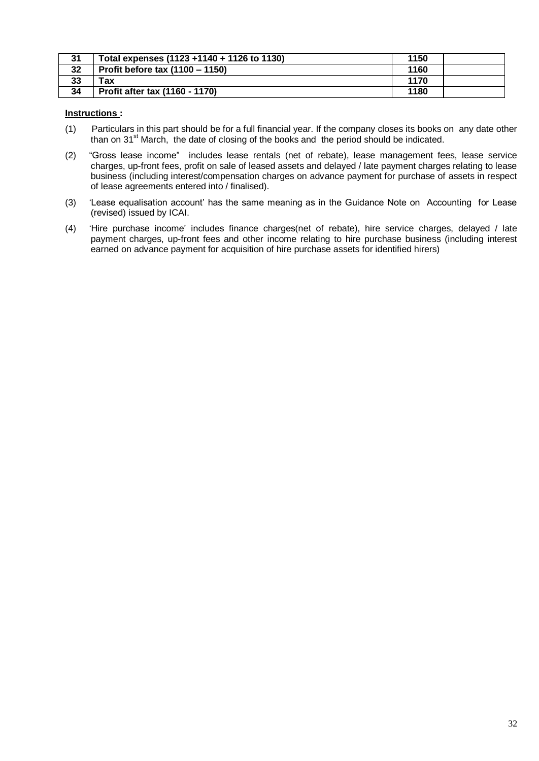| | | | |
|---|---|---|---|
| **31** | **Total expenses (1123 +1140 + 1126 to 1130)** | **1150** | |
| **32** | **Profit before tax (1100 – 1150)** | **1160** | |
| **33** | **Tax** | **1170** | |
| **34** | **Profit after tax (1160 - 1170)** | **1180** | |

**Instructions :**

(1) Particulars in this part should be for a full financial year. If the company closes its books on any date other than on 31st March, the date of closing of the books and the period should be indicated.

(2) "Gross lease income" includes lease rentals (net of rebate), lease management fees, lease service charges, up-front fees, profit on sale of leased assets and delayed / late payment charges relating to lease business (including interest/compensation charges on advance payment for purchase of assets in respect of lease agreements entered into / finalised).

(3) 'Lease equalisation account' has the same meaning as in the Guidance Note on Accounting for Lease (revised) issued by ICAI.

(4) 'Hire purchase income' includes finance charges(net of rebate), hire service charges, delayed / late payment charges, up-front fees and other income relating to hire purchase business (including interest earned on advance payment for acquisition of hire purchase assets for identified hirers)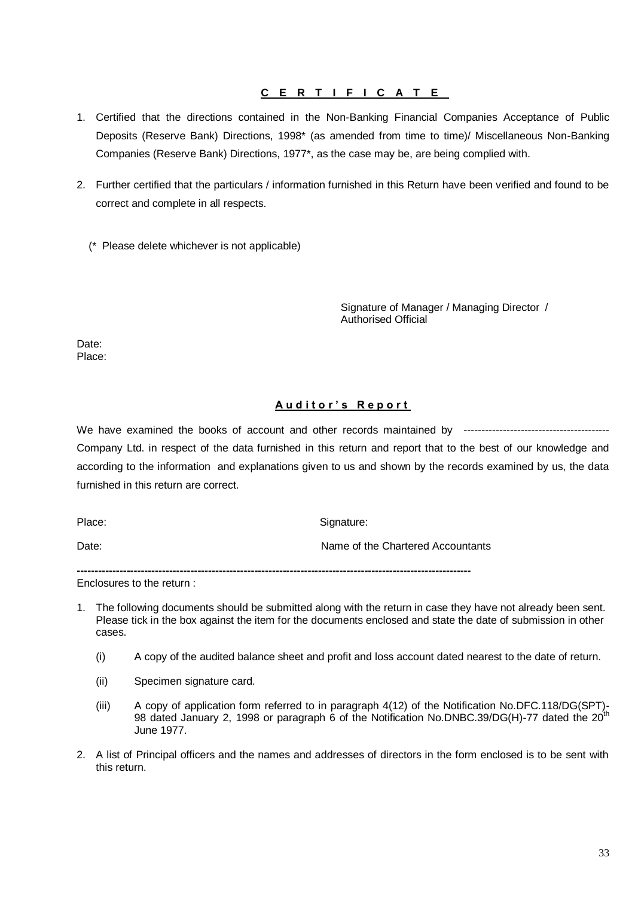## C E R T I F I C A T E

1. Certified that the directions contained in the Non-Banking Financial Companies Acceptance of Public Deposits (Reserve Bank) Directions, 1998* (as amended from time to time)/ Miscellaneous Non-Banking Companies (Reserve Bank) Directions, 1977*, as the case may be, are being complied with.

2. Further certified that the particulars / information furnished in this Return have been verified and found to be correct and complete in all respects.

(* Please delete whichever is not applicable)

Signature of Manager / Managing Director / Authorised Official

Date:
Place:

## A u d i t o r ' s R e p o r t

We have examined the books of account and other records maintained by ---------------------------------------- Company Ltd. in respect of the data furnished in this return and report that to the best of our knowledge and according to the information and explanations given to us and shown by the records examined by us, the data furnished in this return are correct.

Place: Signature:

Date: Name of the Chartered Accountants

---

Enclosures to the return :

1. The following documents should be submitted along with the return in case they have not already been sent. Please tick in the box against the item for the documents enclosed and state the date of submission in other cases.

   (i) A copy of the audited balance sheet and profit and loss account dated nearest to the date of return.

   (ii) Specimen signature card.

   (iii) A copy of application form referred to in paragraph 4(12) of the Notification No.DFC.118/DG(SPT)-98 dated January 2, 1998 or paragraph 6 of the Notification No.DNBC.39/DG(H)-77 dated the 20th June 1977.

2. A list of Principal officers and the names and addresses of directors in the form enclosed is to be sent with this return.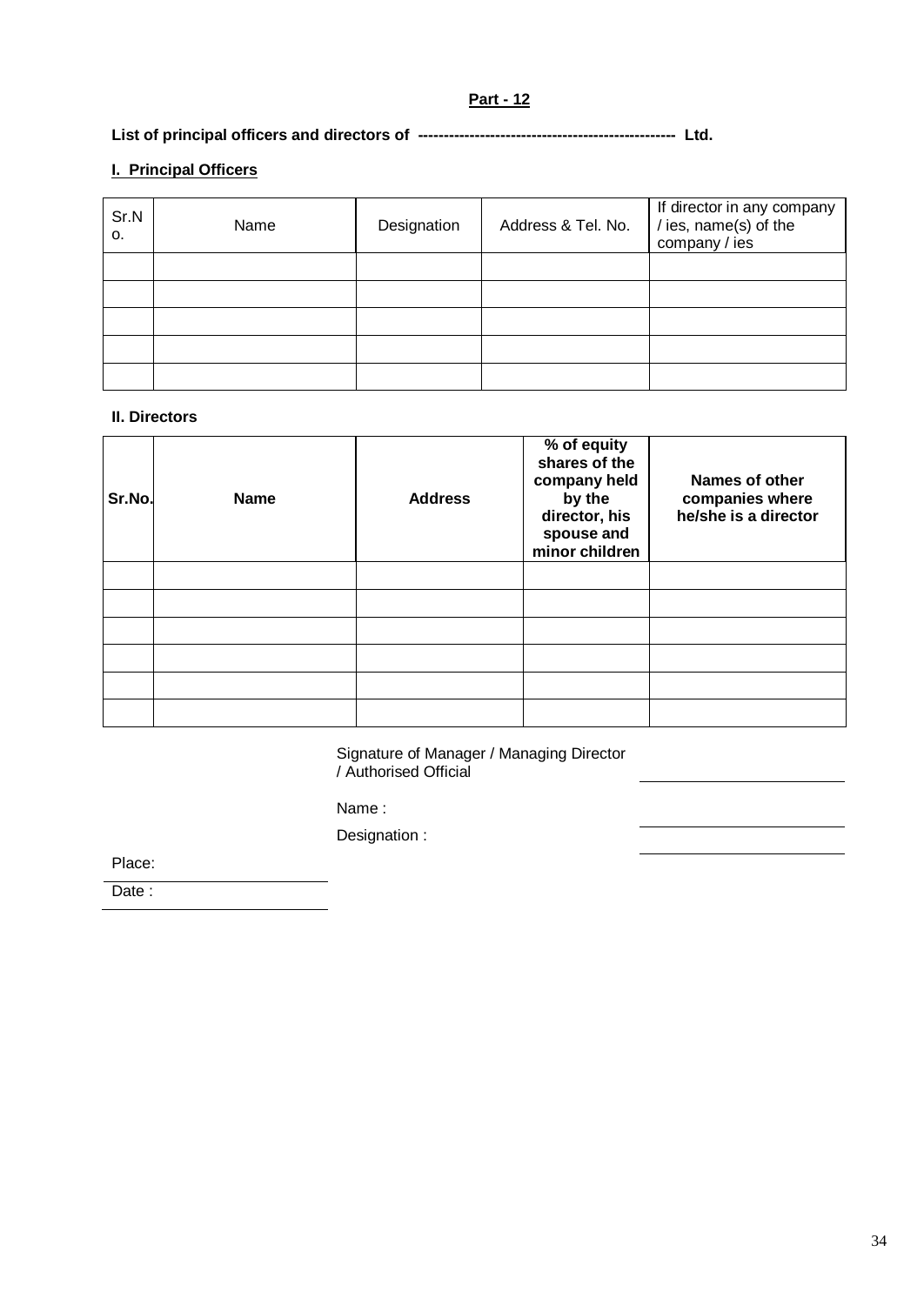**Part - 12**

**List of principal officers and directors of ------------------------------------------------- Ltd.**

**I. Principal Officers**

| Sr.No. | Name | Designation | Address & Tel. No. | If director in any company / ies, name(s) of the company / ies |
|---|---|---|---|---|
| | | | | |
| | | | | |
| | | | | |
| | | | | |
| | | | | |

**II. Directors**

| **Sr.No.** | **Name** | **Address** | **% of equity shares of the company held by the director, his spouse and minor children** | **Names of other companies where he/she is a director** |
|---|---|---|---|---|
| | | | | |
| | | | | |
| | | | | |
| | | | | |
| | | | | |
| | | | | |

Signature of Manager / Managing Director / Authorised Official ____________________

Name : ____________________

Designation : ____________________

Place: ____________________

Date : ____________________